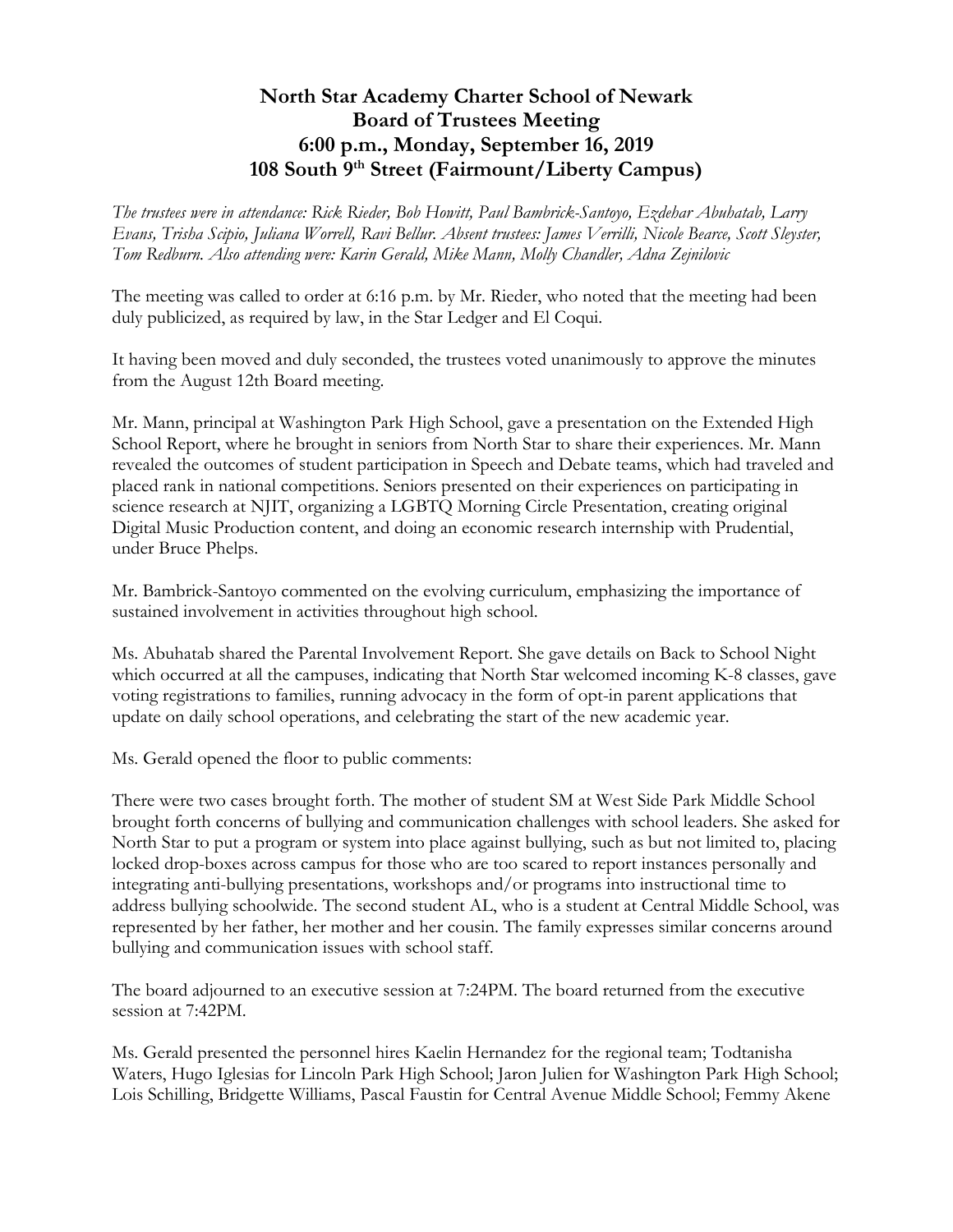# North Star Academy Charter School of Newark
# Board of Trustees Meeting
# 6:00 p.m., Monday, September 16, 2019
# 108 South 9th Street (Fairmount/Liberty Campus)

*The trustees were in attendance: Rick Rieder, Bob Howitt, Paul Bambrick-Santoyo, Ezdehar Abuhatab, Larry Evans, Trisha Scipio, Juliana Worrell, Ravi Bellur. Absent trustees: James Verrilli, Nicole Bearce, Scott Sleyster, Tom Redburn. Also attending were: Karin Gerald, Mike Mann, Molly Chandler, Adna Zejnilovic*

The meeting was called to order at 6:16 p.m. by Mr. Rieder, who noted that the meeting had been duly publicized, as required by law, in the Star Ledger and El Coqui.

It having been moved and duly seconded, the trustees voted unanimously to approve the minutes from the August 12th Board meeting.

Mr. Mann, principal at Washington Park High School, gave a presentation on the Extended High School Report, where he brought in seniors from North Star to share their experiences. Mr. Mann revealed the outcomes of student participation in Speech and Debate teams, which had traveled and placed rank in national competitions. Seniors presented on their experiences on participating in science research at NJIT, organizing a LGBTQ Morning Circle Presentation, creating original Digital Music Production content, and doing an economic research internship with Prudential, under Bruce Phelps.

Mr. Bambrick-Santoyo commented on the evolving curriculum, emphasizing the importance of sustained involvement in activities throughout high school.

Ms. Abuhatab shared the Parental Involvement Report. She gave details on Back to School Night which occurred at all the campuses, indicating that North Star welcomed incoming K-8 classes, gave voting registrations to families, running advocacy in the form of opt-in parent applications that update on daily school operations, and celebrating the start of the new academic year.

Ms. Gerald opened the floor to public comments:

There were two cases brought forth. The mother of student SM at West Side Park Middle School brought forth concerns of bullying and communication challenges with school leaders. She asked for North Star to put a program or system into place against bullying, such as but not limited to, placing locked drop-boxes across campus for those who are too scared to report instances personally and integrating anti-bullying presentations, workshops and/or programs into instructional time to address bullying schoolwide. The second student AL, who is a student at Central Middle School, was represented by her father, her mother and her cousin. The family expresses similar concerns around bullying and communication issues with school staff.

The board adjourned to an executive session at 7:24PM. The board returned from the executive session at 7:42PM.

Ms. Gerald presented the personnel hires Kaelin Hernandez for the regional team; Todtanisha Waters, Hugo Iglesias for Lincoln Park High School; Jaron Julien for Washington Park High School; Lois Schilling, Bridgette Williams, Pascal Faustin for Central Avenue Middle School; Femmy Akene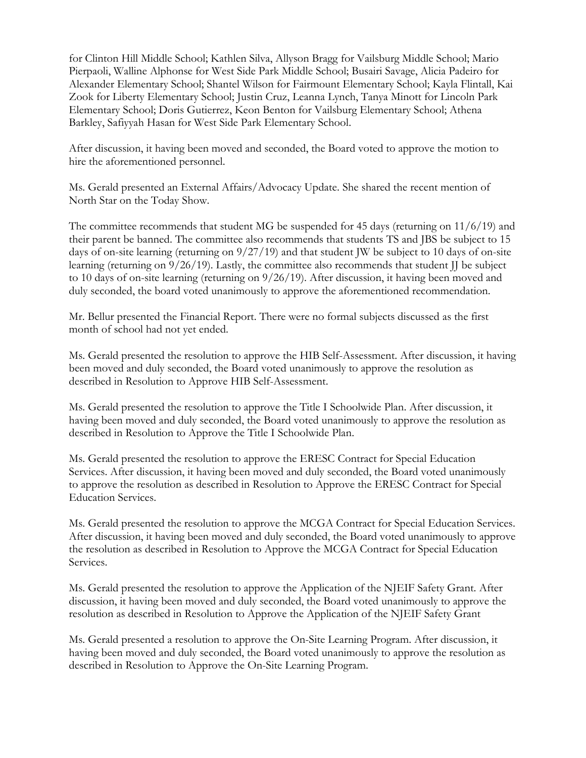for Clinton Hill Middle School; Kathlen Silva, Allyson Bragg for Vailsburg Middle School; Mario Pierpaoli, Walline Alphonse for West Side Park Middle School; Busairi Savage, Alicia Padeiro for Alexander Elementary School; Shantel Wilson for Fairmount Elementary School; Kayla Flintall, Kai Zook for Liberty Elementary School; Justin Cruz, Leanna Lynch, Tanya Minott for Lincoln Park Elementary School; Doris Gutierrez, Keon Benton for Vailsburg Elementary School; Athena Barkley, Safiyyah Hasan for West Side Park Elementary School.

After discussion, it having been moved and seconded, the Board voted to approve the motion to hire the aforementioned personnel.

Ms. Gerald presented an External Affairs/Advocacy Update. She shared the recent mention of North Star on the Today Show.

The committee recommends that student MG be suspended for 45 days (returning on 11/6/19) and their parent be banned. The committee also recommends that students TS and JBS be subject to 15 days of on-site learning (returning on 9/27/19) and that student JW be subject to 10 days of on-site learning (returning on 9/26/19). Lastly, the committee also recommends that student JJ be subject to 10 days of on-site learning (returning on 9/26/19). After discussion, it having been moved and duly seconded, the board voted unanimously to approve the aforementioned recommendation.

Mr. Bellur presented the Financial Report. There were no formal subjects discussed as the first month of school had not yet ended.

Ms. Gerald presented the resolution to approve the HIB Self-Assessment. After discussion, it having been moved and duly seconded, the Board voted unanimously to approve the resolution as described in Resolution to Approve HIB Self-Assessment.

Ms. Gerald presented the resolution to approve the Title I Schoolwide Plan. After discussion, it having been moved and duly seconded, the Board voted unanimously to approve the resolution as described in Resolution to Approve the Title I Schoolwide Plan.

Ms. Gerald presented the resolution to approve the ERESC Contract for Special Education Services. After discussion, it having been moved and duly seconded, the Board voted unanimously to approve the resolution as described in Resolution to Approve the ERESC Contract for Special Education Services.

Ms. Gerald presented the resolution to approve the MCGA Contract for Special Education Services. After discussion, it having been moved and duly seconded, the Board voted unanimously to approve the resolution as described in Resolution to Approve the MCGA Contract for Special Education Services.

Ms. Gerald presented the resolution to approve the Application of the NJEIF Safety Grant. After discussion, it having been moved and duly seconded, the Board voted unanimously to approve the resolution as described in Resolution to Approve the Application of the NJEIF Safety Grant

Ms. Gerald presented a resolution to approve the On-Site Learning Program. After discussion, it having been moved and duly seconded, the Board voted unanimously to approve the resolution as described in Resolution to Approve the On-Site Learning Program.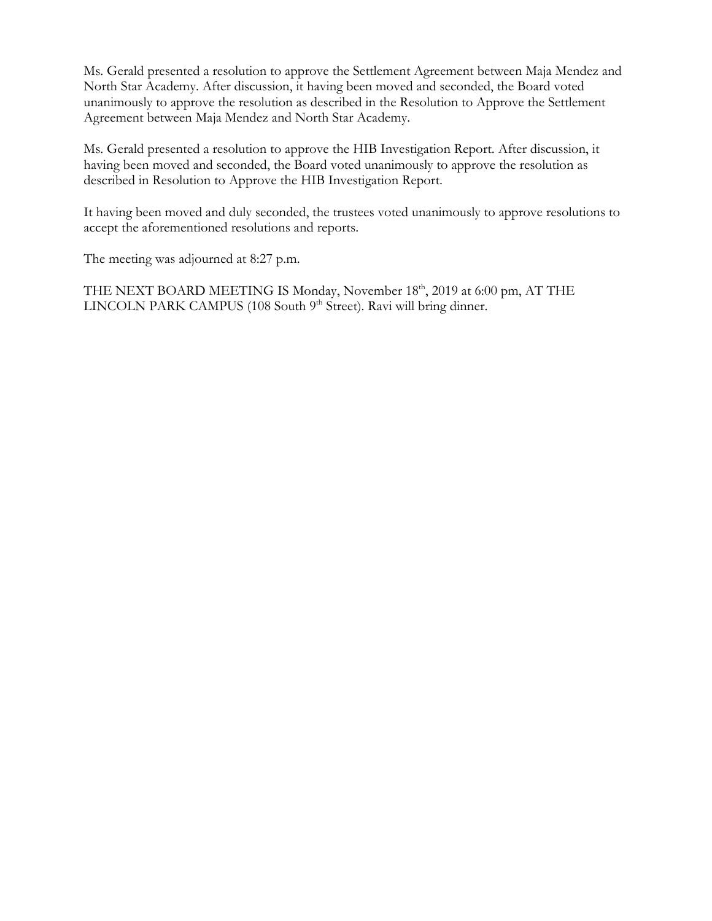Ms. Gerald presented a resolution to approve the Settlement Agreement between Maja Mendez and North Star Academy. After discussion, it having been moved and seconded, the Board voted unanimously to approve the resolution as described in the Resolution to Approve the Settlement Agreement between Maja Mendez and North Star Academy.

Ms. Gerald presented a resolution to approve the HIB Investigation Report. After discussion, it having been moved and seconded, the Board voted unanimously to approve the resolution as described in Resolution to Approve the HIB Investigation Report.

It having been moved and duly seconded, the trustees voted unanimously to approve resolutions to accept the aforementioned resolutions and reports.

The meeting was adjourned at 8:27 p.m.

THE NEXT BOARD MEETING IS Monday, November 18th, 2019 at 6:00 pm, AT THE LINCOLN PARK CAMPUS (108 South 9th Street). Ravi will bring dinner.